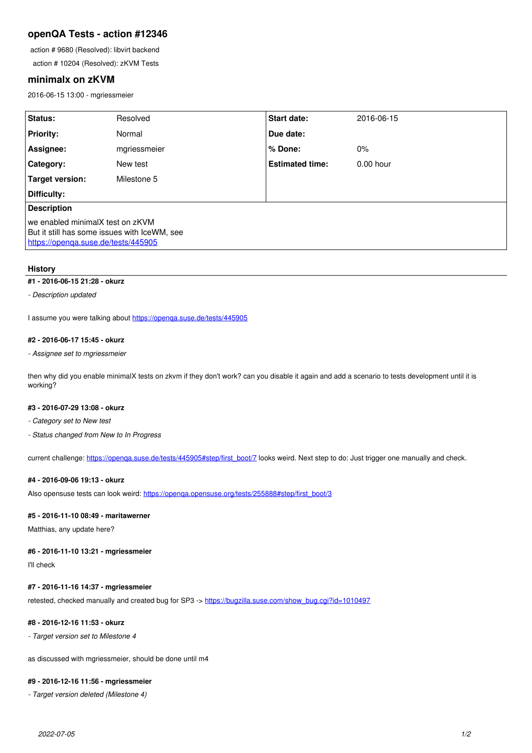# openQA Tests - action #12346

action # 9680 (Resolved): libvirt backend

action # 10204 (Resolved): zKVM Tests

## minimalx on zKVM

2016-06-15 13:00 - mgriessmeier

| Status: | Resolved | Start date: | 2016-06-15 |
|---|---|---|---|
| Priority: | Normal | Due date: | |
| Assignee: | mgriessmeier | % Done: | 0% |
| Category: | New test | Estimated time: | 0.00 hour |
| Target version: | Milestone 5 | | |
| Difficulty: | | | |

**Description**

we enabled minimalX test on zKVM
But it still has some issues with IceWM, see
https://openqa.suse.de/tests/445905

### History

**#1 - 2016-06-15 21:28 - okurz**

*- Description updated*

I assume you were talking about https://openqa.suse.de/tests/445905

**#2 - 2016-06-17 15:45 - okurz**

*- Assignee set to mgriessmeier*

then why did you enable minimalX tests on zkvm if they don't work? can you disable it again and add a scenario to tests development until it is working?

**#3 - 2016-07-29 13:08 - okurz**

*- Category set to New test*

*- Status changed from New to In Progress*

current challenge: https://openqa.suse.de/tests/445905#step/first_boot/7 looks weird. Next step to do: Just trigger one manually and check.

**#4 - 2016-09-06 19:13 - okurz**

Also opensuse tests can look weird: https://openqa.opensuse.org/tests/255888#step/first_boot/3

**#5 - 2016-11-10 08:49 - maritawerner**

Matthias, any update here?

**#6 - 2016-11-10 13:21 - mgriessmeier**

I'll check

**#7 - 2016-11-16 14:37 - mgriessmeier**

retested, checked manually and created bug for SP3 -> https://bugzilla.suse.com/show_bug.cgi?id=1010497

**#8 - 2016-12-16 11:53 - okurz**

*- Target version set to Milestone 4*

as discussed with mgriessmeier, should be done until m4

**#9 - 2016-12-16 11:56 - mgriessmeier**

*- Target version deleted (Milestone 4)*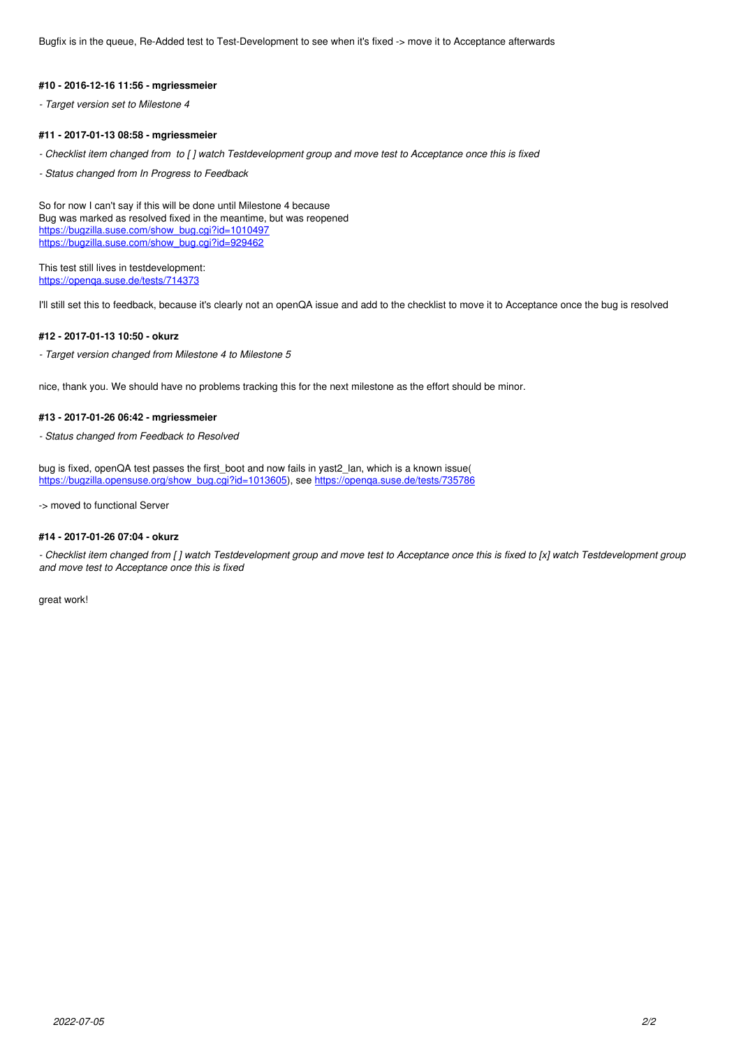Bugfix is in the queue, Re-Added test to Test-Development to see when it's fixed -> move it to Acceptance afterwards

#### #10 - 2016-12-16 11:56 - mgriessmeier

*- Target version set to Milestone 4*

#### #11 - 2017-01-13 08:58 - mgriessmeier

*- Checklist item changed from  to [ ] watch Testdevelopment group and move test to Acceptance once this is fixed*

*- Status changed from In Progress to Feedback*

So for now I can't say if this will be done until Milestone 4 because
Bug was marked as resolved fixed in the meantime, but was reopened
https://bugzilla.suse.com/show_bug.cgi?id=1010497
https://bugzilla.suse.com/show_bug.cgi?id=929462

This test still lives in testdevelopment:
https://openqa.suse.de/tests/714373

I'll still set this to feedback, because it's clearly not an openQA issue and add to the checklist to move it to Acceptance once the bug is resolved

#### #12 - 2017-01-13 10:50 - okurz

*- Target version changed from Milestone 4 to Milestone 5*

nice, thank you. We should have no problems tracking this for the next milestone as the effort should be minor.

#### #13 - 2017-01-26 06:42 - mgriessmeier

*- Status changed from Feedback to Resolved*

bug is fixed, openQA test passes the first_boot and now fails in yast2_lan, which is a known issue( https://bugzilla.opensuse.org/show_bug.cgi?id=1013605), see https://openqa.suse.de/tests/735786

-> moved to functional Server

#### #14 - 2017-01-26 07:04 - okurz

*- Checklist item changed from [ ] watch Testdevelopment group and move test to Acceptance once this is fixed to [x] watch Testdevelopment group and move test to Acceptance once this is fixed*

great work!